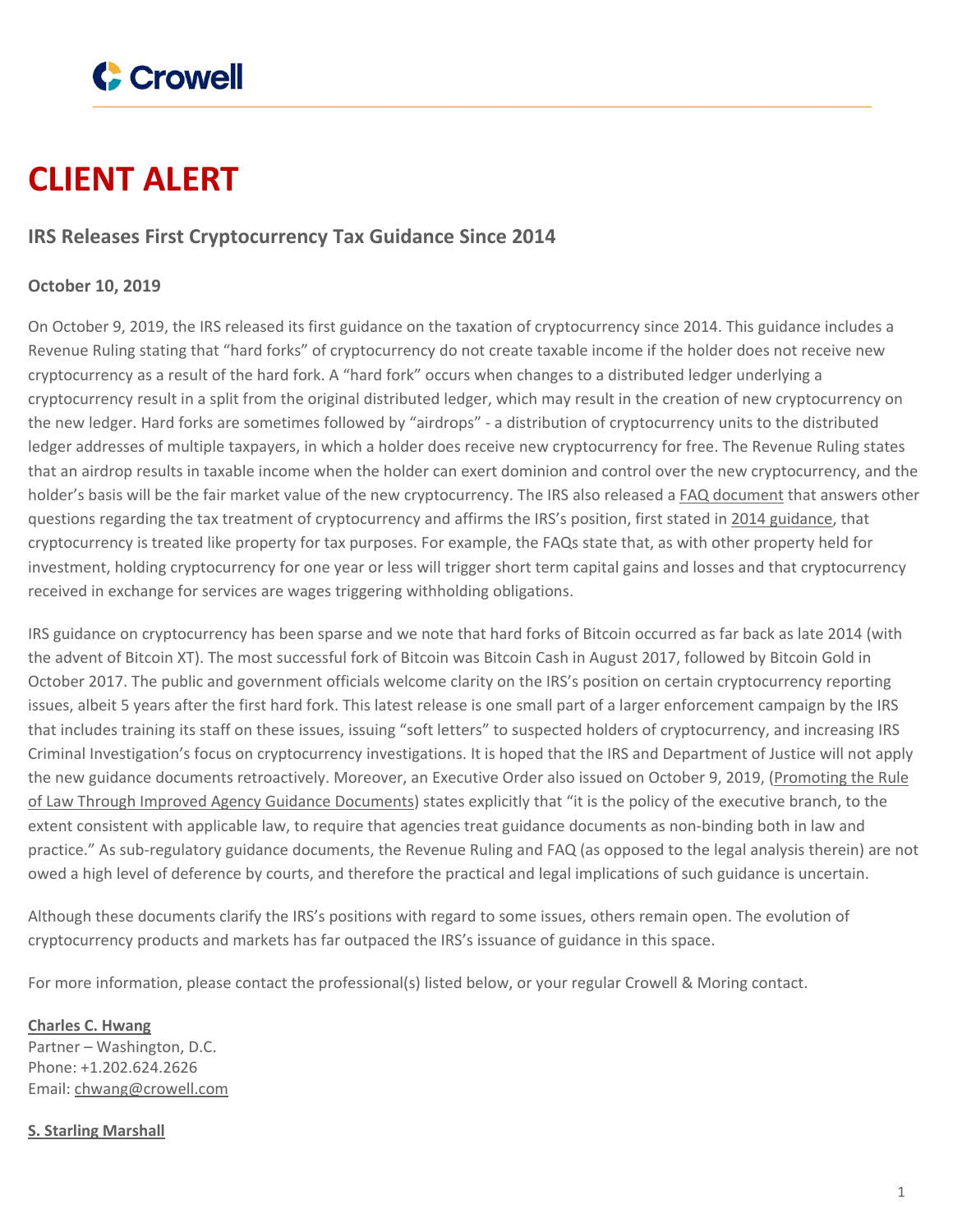Crowell

# CLIENT ALERT

## IRS Releases First Cryptocurrency Tax Guidance Since 2014

**October 10, 2019**

On October 9, 2019, the IRS released its first guidance on the taxation of cryptocurrency since 2014. This guidance includes a Revenue Ruling stating that "hard forks" of cryptocurrency do not create taxable income if the holder does not receive new cryptocurrency as a result of the hard fork. A "hard fork" occurs when changes to a distributed ledger underlying a cryptocurrency result in a split from the original distributed ledger, which may result in the creation of new cryptocurrency on the new ledger. Hard forks are sometimes followed by "airdrops" - a distribution of cryptocurrency units to the distributed ledger addresses of multiple taxpayers, in which a holder does receive new cryptocurrency for free. The Revenue Ruling states that an airdrop results in taxable income when the holder can exert dominion and control over the new cryptocurrency, and the holder's basis will be the fair market value of the new cryptocurrency. The IRS also released a FAQ document that answers other questions regarding the tax treatment of cryptocurrency and affirms the IRS's position, first stated in 2014 guidance, that cryptocurrency is treated like property for tax purposes. For example, the FAQs state that, as with other property held for investment, holding cryptocurrency for one year or less will trigger short term capital gains and losses and that cryptocurrency received in exchange for services are wages triggering withholding obligations.

IRS guidance on cryptocurrency has been sparse and we note that hard forks of Bitcoin occurred as far back as late 2014 (with the advent of Bitcoin XT). The most successful fork of Bitcoin was Bitcoin Cash in August 2017, followed by Bitcoin Gold in October 2017. The public and government officials welcome clarity on the IRS's position on certain cryptocurrency reporting issues, albeit 5 years after the first hard fork. This latest release is one small part of a larger enforcement campaign by the IRS that includes training its staff on these issues, issuing "soft letters" to suspected holders of cryptocurrency, and increasing IRS Criminal Investigation's focus on cryptocurrency investigations. It is hoped that the IRS and Department of Justice will not apply the new guidance documents retroactively. Moreover, an Executive Order also issued on October 9, 2019, (Promoting the Rule of Law Through Improved Agency Guidance Documents) states explicitly that "it is the policy of the executive branch, to the extent consistent with applicable law, to require that agencies treat guidance documents as non-binding both in law and practice." As sub-regulatory guidance documents, the Revenue Ruling and FAQ (as opposed to the legal analysis therein) are not owed a high level of deference by courts, and therefore the practical and legal implications of such guidance is uncertain.

Although these documents clarify the IRS's positions with regard to some issues, others remain open. The evolution of cryptocurrency products and markets has far outpaced the IRS's issuance of guidance in this space.

For more information, please contact the professional(s) listed below, or your regular Crowell & Moring contact.

**Charles C. Hwang**
Partner – Washington, D.C.
Phone: +1.202.624.2626
Email: chwang@crowell.com

**S. Starling Marshall**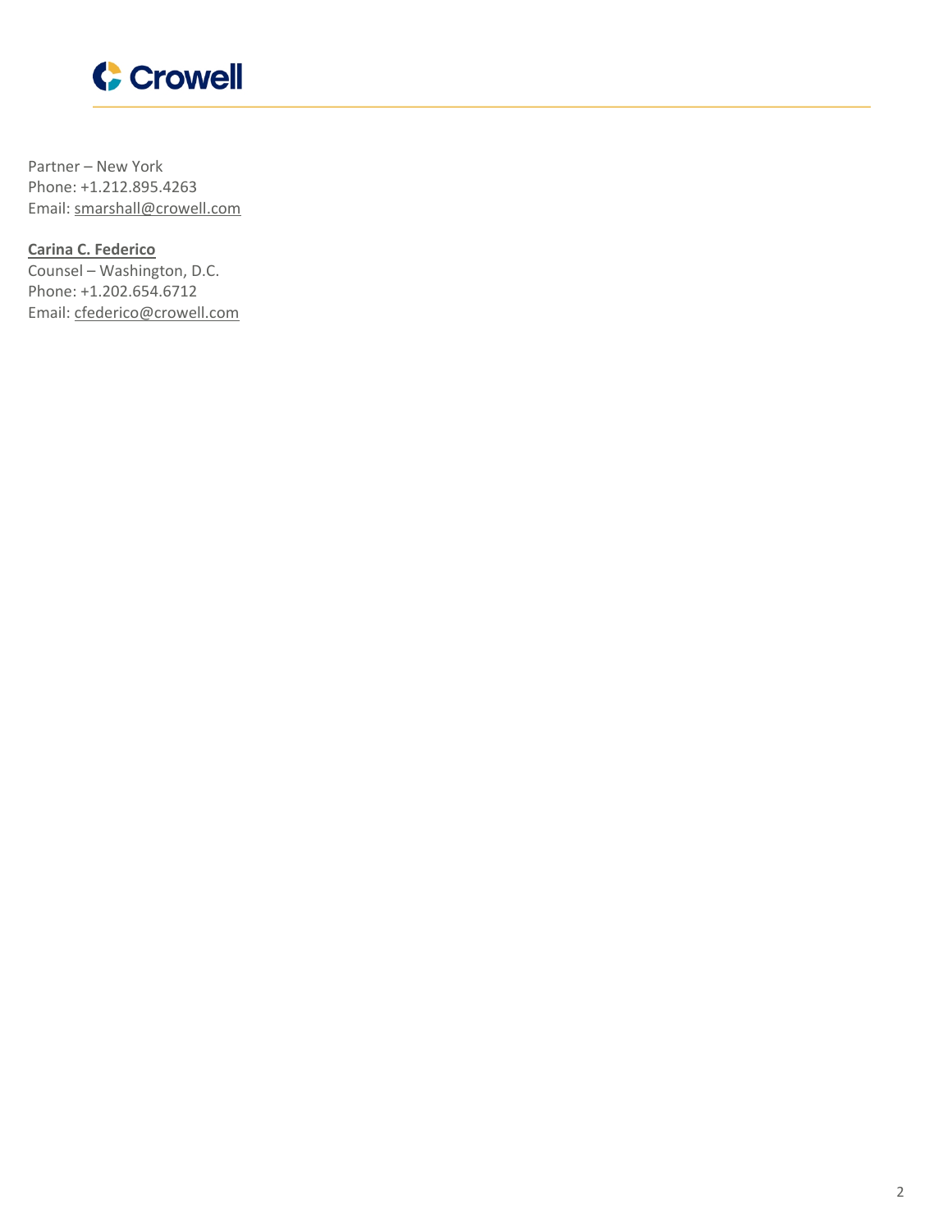Partner – New York
Phone: +1.212.895.4263
Email: smarshall@crowell.com

**Carina C. Federico**
Counsel – Washington, D.C.
Phone: +1.202.654.6712
Email: cfederico@crowell.com